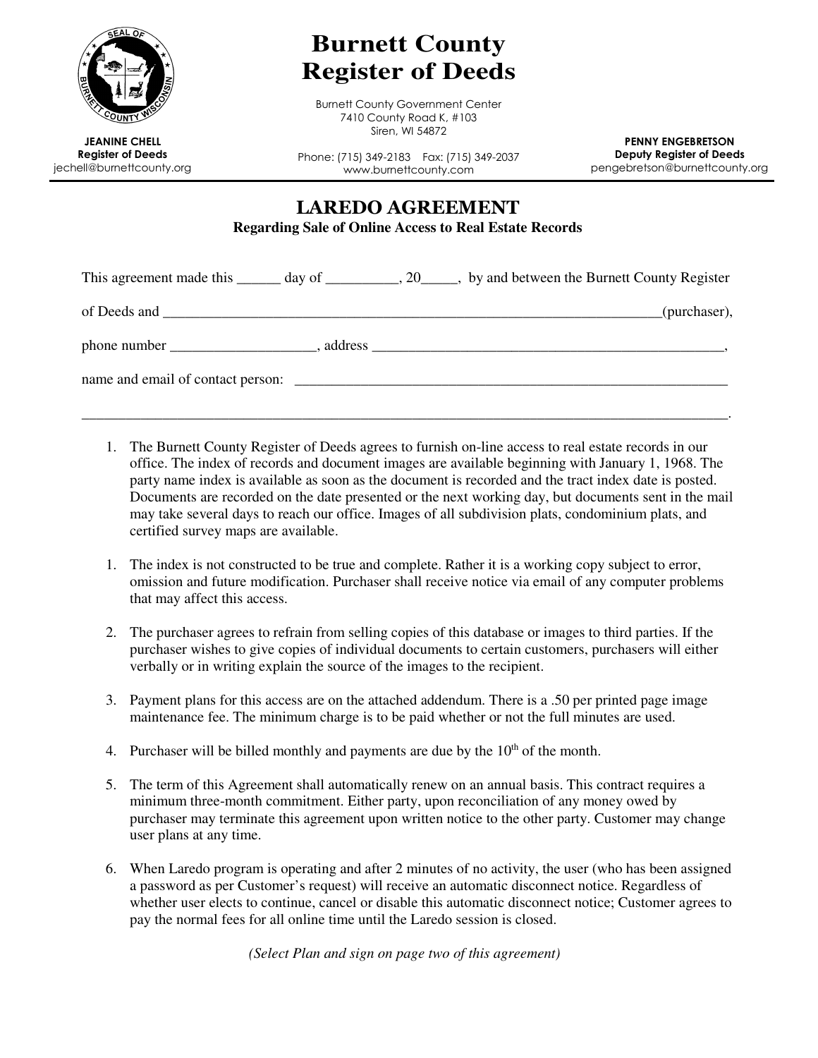# Burnett County Register of Deeds

Burnett County Government Center
7410 County Road K, #103
Siren, WI 54872

Phone: (715) 349-2183 Fax: (715) 349-2037
www.burnettcounty.com

**JEANINE CHELL**
**Register of Deeds**
jechell@burnettcounty.org

**PENNY ENGEBRETSON**
**Deputy Register of Deeds**
pengebretson@burnettcounty.org

## LAREDO AGREEMENT

**Regarding Sale of Online Access to Real Estate Records**

This agreement made this ______ day of __________, 20_____, by and between the Burnett County Register of Deeds and ________________________________________________________________________(purchaser), phone number ___________________, address __________________________________________________, name and email of contact person: ______________________________________________________________

_____________________________________________________________________________________________.

1. The Burnett County Register of Deeds agrees to furnish on-line access to real estate records in our office. The index of records and document images are available beginning with January 1, 1968. The party name index is available as soon as the document is recorded and the tract index date is posted. Documents are recorded on the date presented or the next working day, but documents sent in the mail may take several days to reach our office. Images of all subdivision plats, condominium plats, and certified survey maps are available.

1. The index is not constructed to be true and complete. Rather it is a working copy subject to error, omission and future modification. Purchaser shall receive notice via email of any computer problems that may affect this access.

2. The purchaser agrees to refrain from selling copies of this database or images to third parties. If the purchaser wishes to give copies of individual documents to certain customers, purchasers will either verbally or in writing explain the source of the images to the recipient.

3. Payment plans for this access are on the attached addendum. There is a .50 per printed page image maintenance fee. The minimum charge is to be paid whether or not the full minutes are used.

4. Purchaser will be billed monthly and payments are due by the 10th of the month.

5. The term of this Agreement shall automatically renew on an annual basis. This contract requires a minimum three-month commitment. Either party, upon reconciliation of any money owed by purchaser may terminate this agreement upon written notice to the other party. Customer may change user plans at any time.

6. When Laredo program is operating and after 2 minutes of no activity, the user (who has been assigned a password as per Customer's request) will receive an automatic disconnect notice. Regardless of whether user elects to continue, cancel or disable this automatic disconnect notice; Customer agrees to pay the normal fees for all online time until the Laredo session is closed.

*(Select Plan and sign on page two of this agreement)*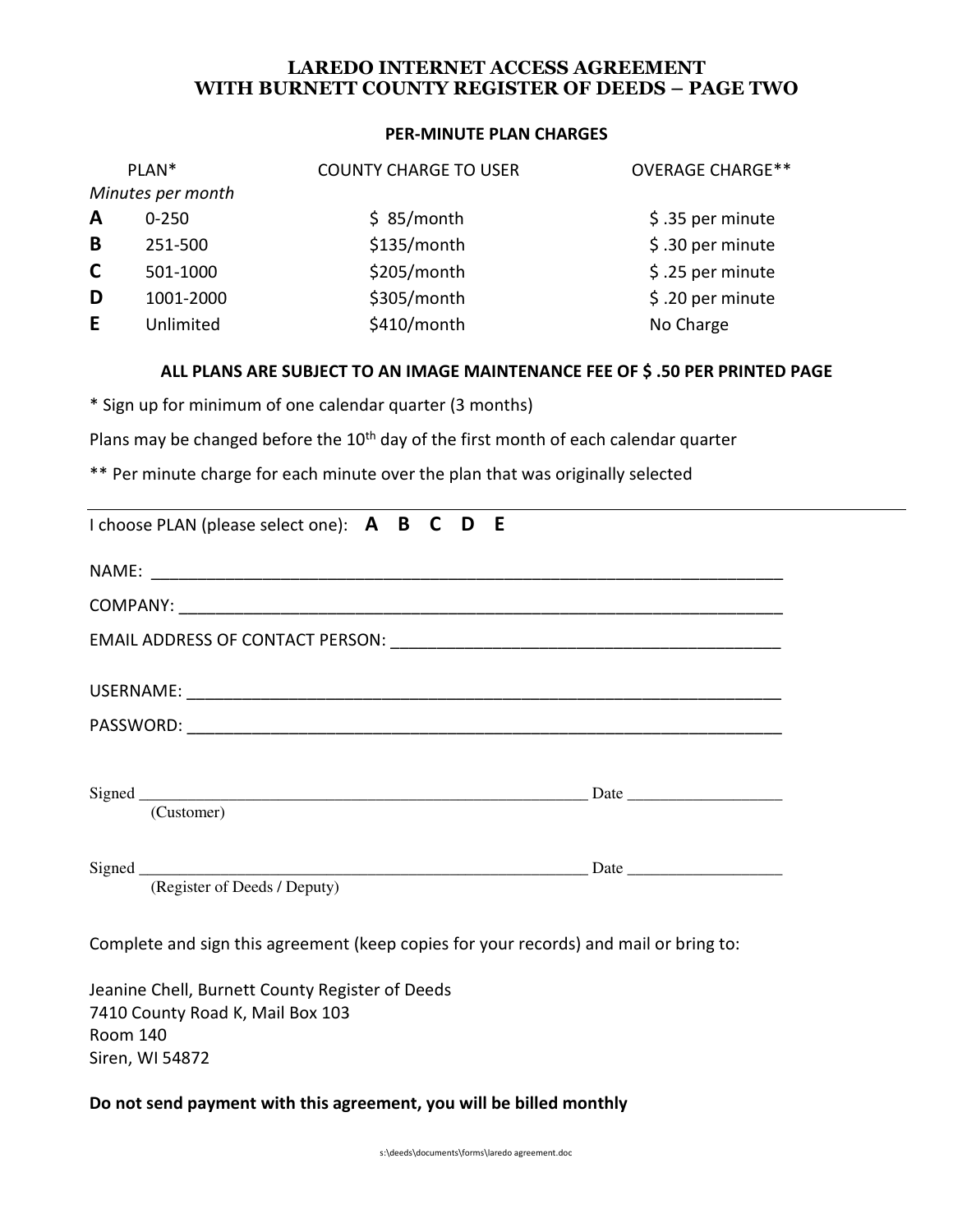# LAREDO INTERNET ACCESS AGREEMENT WITH BURNETT COUNTY REGISTER OF DEEDS – PAGE TWO

## PER-MINUTE PLAN CHARGES

| PLAN* *Minutes per month* | | COUNTY CHARGE TO USER | OVERAGE CHARGE** |
|---|---|---|---|
| **A** | 0-250 | $ 85/month | $ .35 per minute |
| **B** | 251-500 | $135/month | $ .30 per minute |
| **C** | 501-1000 | $205/month | $ .25 per minute |
| **D** | 1001-2000 | $305/month | $ .20 per minute |
| **E** | Unlimited | $410/month | No Charge |

**ALL PLANS ARE SUBJECT TO AN IMAGE MAINTENANCE FEE OF $ .50 PER PRINTED PAGE**

* Sign up for minimum of one calendar quarter (3 months)

Plans may be changed before the 10th day of the first month of each calendar quarter

** Per minute charge for each minute over the plan that was originally selected

---

I choose PLAN (please select one): **A B C D E**

NAME: ______________________________________________________________________

COMPANY: ___________________________________________________________________

EMAIL ADDRESS OF CONTACT PERSON: ____________________________________________

USERNAME: __________________________________________________________________

PASSWORD: __________________________________________________________________

Signed ______________________________________________________ Date __________________
(Customer)

Signed ______________________________________________________ Date __________________
(Register of Deeds / Deputy)

Complete and sign this agreement (keep copies for your records) and mail or bring to:

Jeanine Chell, Burnett County Register of Deeds
7410 County Road K, Mail Box 103
Room 140
Siren, WI 54872

**Do not send payment with this agreement, you will be billed monthly**

s:\deeds\documents\forms\laredo agreement.doc